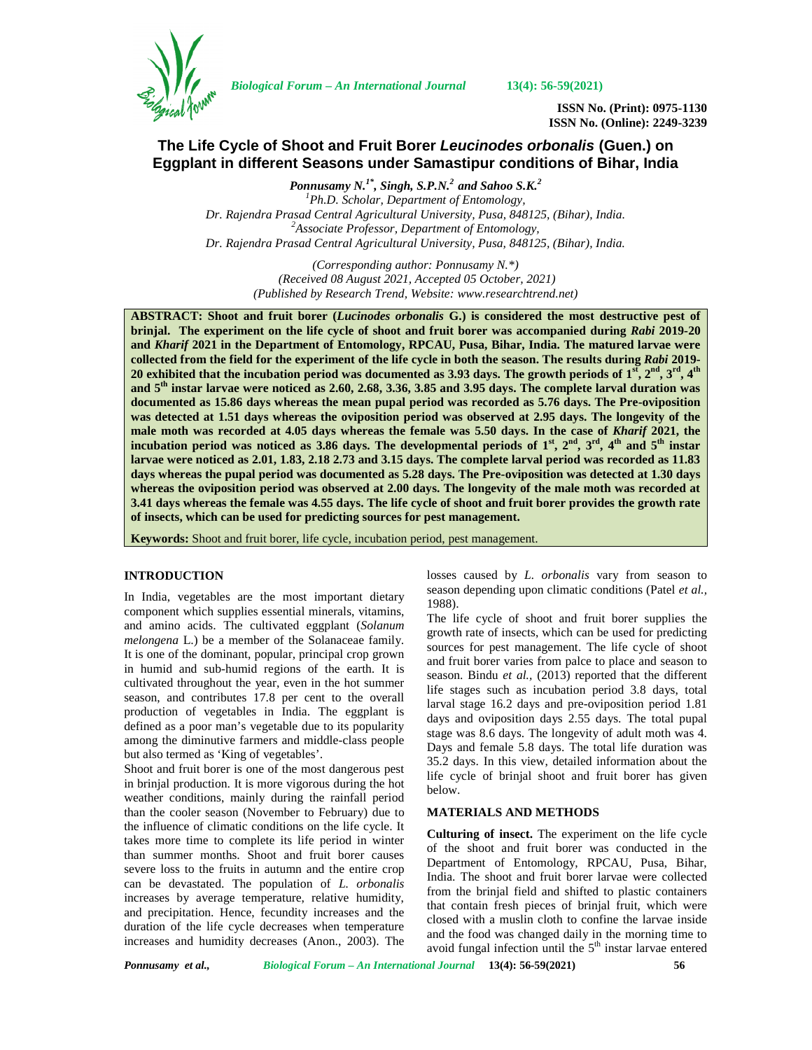# The Life Cycle of Shoot and Fruit Borer *Leucinodes orbonalis* (Guen.) on Eggplant in different Seasons under Samastipur conditions of Bihar, India

***Ponnusamy N.[1*], Singh, S.P.N.[2] and Sahoo S.K.[2]***

[1]Ph.D. Scholar, Department of Entomology, Dr. Rajendra Prasad Central Agricultural University, Pusa, 848125, (Bihar), India.
[2]Associate Professor, Department of Entomology, Dr. Rajendra Prasad Central Agricultural University, Pusa, 848125, (Bihar), India.

*(Corresponding author: Ponnusamy N.\*)*
*(Received 08 August 2021, Accepted 05 October, 2021)*
*(Published by Research Trend, Website: www.researchtrend.net)*

**ABSTRACT: Shoot and fruit borer (*Lucinodes orbonalis* G.) is considered the most destructive pest of brinjal. The experiment on the life cycle of shoot and fruit borer was accompanied during *Rabi* 2019-20 and *Kharif* 2021 in the Department of Entomology, RPCAU, Pusa, Bihar, India. The matured larvae were collected from the field for the experiment of the life cycle in both the season. The results during *Rabi* 2019-20 exhibited that the incubation period was documented as 3.93 days. The growth periods of 1st, 2nd, 3rd, 4th and 5th instar larvae were noticed as 2.60, 2.68, 3.36, 3.85 and 3.95 days. The complete larval duration was documented as 15.86 days whereas the mean pupal period was recorded as 5.76 days. The Pre-oviposition was detected at 1.51 days whereas the oviposition period was observed at 2.95 days. The longevity of the male moth was recorded at 4.05 days whereas the female was 5.50 days. In the case of *Kharif* 2021, the incubation period was noticed as 3.86 days. The developmental periods of 1st, 2nd, 3rd, 4th and 5th instar larvae were noticed as 2.01, 1.83, 2.18 2.73 and 3.15 days. The complete larval period was recorded as 11.83 days whereas the pupal period was documented as 5.28 days. The Pre-oviposition was detected at 1.30 days whereas the oviposition period was observed at 2.00 days. The longevity of the male moth was recorded at 3.41 days whereas the female was 4.55 days. The life cycle of shoot and fruit borer provides the growth rate of insects, which can be used for predicting sources for pest management.**

**Keywords:** Shoot and fruit borer, life cycle, incubation period, pest management.

## INTRODUCTION

In India, vegetables are the most important dietary component which supplies essential minerals, vitamins, and amino acids. The cultivated eggplant (*Solanum melongena* L.) be a member of the Solanaceae family. It is one of the dominant, popular, principal crop grown in humid and sub-humid regions of the earth. It is cultivated throughout the year, even in the hot summer season, and contributes 17.8 per cent to the overall production of vegetables in India. The eggplant is defined as a poor man's vegetable due to its popularity among the diminutive farmers and middle-class people but also termed as 'King of vegetables'.

Shoot and fruit borer is one of the most dangerous pest in brinjal production. It is more vigorous during the hot weather conditions, mainly during the rainfall period than the cooler season (November to February) due to the influence of climatic conditions on the life cycle. It takes more time to complete its life period in winter than summer months. Shoot and fruit borer causes severe loss to the fruits in autumn and the entire crop can be devastated. The population of *L. orbonalis* increases by average temperature, relative humidity, and precipitation. Hence, fecundity increases and the duration of the life cycle decreases when temperature increases and humidity decreases (Anon., 2003). The losses caused by *L. orbonalis* vary from season to season depending upon climatic conditions (Patel *et al.*, 1988).

The life cycle of shoot and fruit borer supplies the growth rate of insects, which can be used for predicting sources for pest management. The life cycle of shoot and fruit borer varies from palce to place and season to season. Bindu *et al.,* (2013) reported that the different life stages such as incubation period 3.8 days, total larval stage 16.2 days and pre-oviposition period 1.81 days and oviposition days 2.55 days. The total pupal stage was 8.6 days. The longevity of adult moth was 4. Days and female 5.8 days. The total life duration was 35.2 days. In this view, detailed information about the life cycle of brinjal shoot and fruit borer has given below.

## MATERIALS AND METHODS

**Culturing of insect.** The experiment on the life cycle of the shoot and fruit borer was conducted in the Department of Entomology, RPCAU, Pusa, Bihar, India. The shoot and fruit borer larvae were collected from the brinjal field and shifted to plastic containers that contain fresh pieces of brinjal fruit, which were closed with a muslin cloth to confine the larvae inside and the food was changed daily in the morning time to avoid fungal infection until the 5th instar larvae entered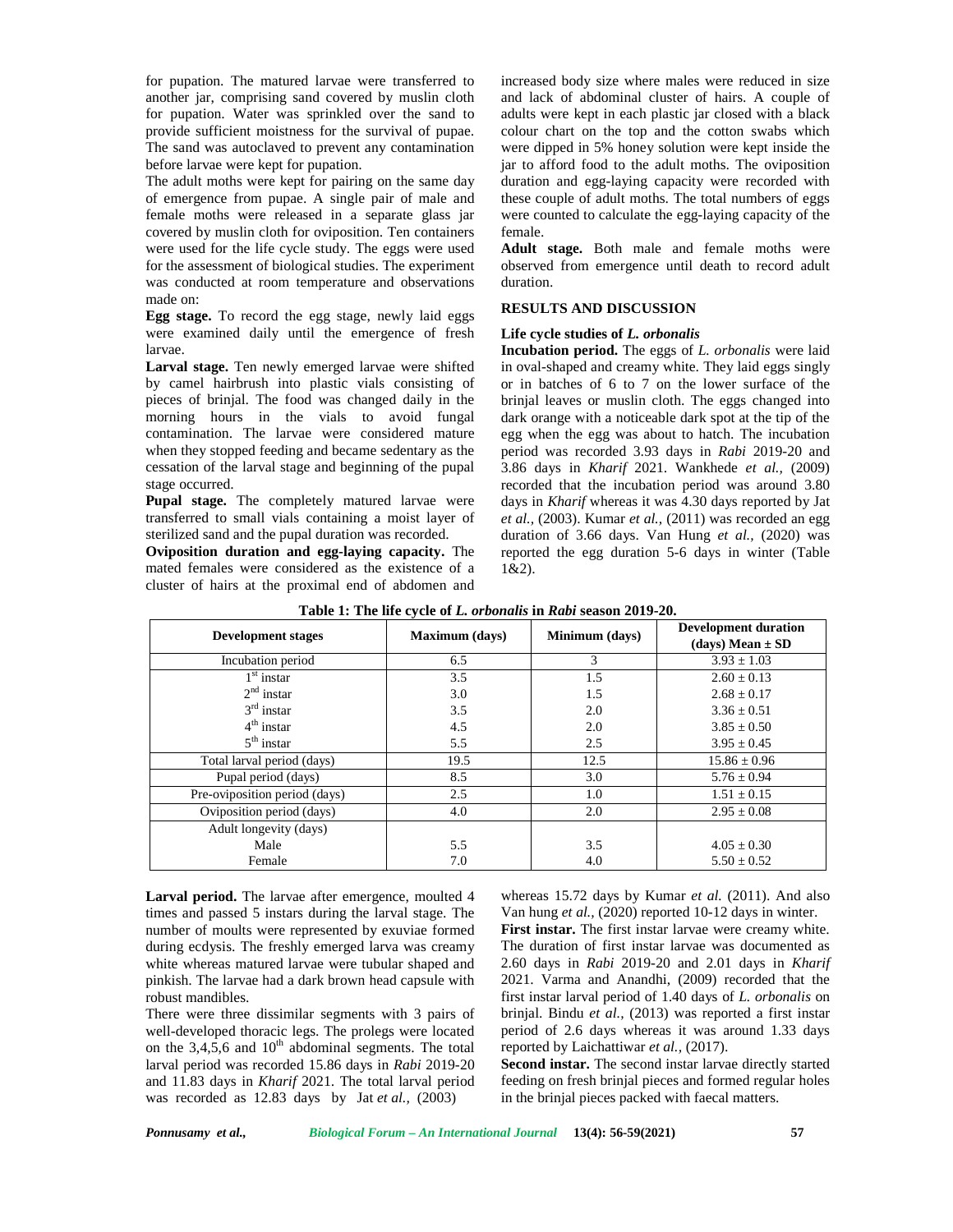for pupation. The matured larvae were transferred to another jar, comprising sand covered by muslin cloth for pupation. Water was sprinkled over the sand to provide sufficient moistness for the survival of pupae. The sand was autoclaved to prevent any contamination before larvae were kept for pupation.

The adult moths were kept for pairing on the same day of emergence from pupae. A single pair of male and female moths were released in a separate glass jar covered by muslin cloth for oviposition. Ten containers were used for the life cycle study. The eggs were used for the assessment of biological studies. The experiment was conducted at room temperature and observations made on:

**Egg stage.** To record the egg stage, newly laid eggs were examined daily until the emergence of fresh larvae.

**Larval stage.** Ten newly emerged larvae were shifted by camel hairbrush into plastic vials consisting of pieces of brinjal. The food was changed daily in the morning hours in the vials to avoid fungal contamination. The larvae were considered mature when they stopped feeding and became sedentary as the cessation of the larval stage and beginning of the pupal stage occurred.

**Pupal stage.** The completely matured larvae were transferred to small vials containing a moist layer of sterilized sand and the pupal duration was recorded.

**Oviposition duration and egg-laying capacity.** The mated females were considered as the existence of a cluster of hairs at the proximal end of abdomen and increased body size where males were reduced in size and lack of abdominal cluster of hairs. A couple of adults were kept in each plastic jar closed with a black colour chart on the top and the cotton swabs which were dipped in 5% honey solution were kept inside the jar to afford food to the adult moths. The oviposition duration and egg-laying capacity were recorded with these couple of adult moths. The total numbers of eggs were counted to calculate the egg-laying capacity of the female.

**Adult stage.** Both male and female moths were observed from emergence until death to record adult duration.

## RESULTS AND DISCUSSION

### Life cycle studies of *L. orbonalis*

**Incubation period.** The eggs of *L. orbonalis* were laid in oval-shaped and creamy white. They laid eggs singly or in batches of 6 to 7 on the lower surface of the brinjal leaves or muslin cloth. The eggs changed into dark orange with a noticeable dark spot at the tip of the egg when the egg was about to hatch. The incubation period was recorded 3.93 days in *Rabi* 2019-20 and 3.86 days in *Kharif* 2021. Wankhede *et al.,* (2009) recorded that the incubation period was around 3.80 days in *Kharif* whereas it was 4.30 days reported by Jat *et al.,* (2003). Kumar *et al.,* (2011) was recorded an egg duration of 3.66 days. Van Hung *et al.,* (2020) was reported the egg duration 5-6 days in winter (Table 1&2).

**Table 1: The life cycle of *L. orbonalis* in *Rabi* season 2019-20.**

| Development stages | Maximum (days) | Minimum (days) | Development duration (days) Mean ± SD |
|---|---|---|---|
| Incubation period | 6.5 | 3 | 3.93 ± 1.03 |
| 1st instar | 3.5 | 1.5 | 2.60 ± 0.13 |
| 2nd instar | 3.0 | 1.5 | 2.68 ± 0.17 |
| 3rd instar | 3.5 | 2.0 | 3.36 ± 0.51 |
| 4th instar | 4.5 | 2.0 | 3.85 ± 0.50 |
| 5th instar | 5.5 | 2.5 | 3.95 ± 0.45 |
| Total larval period (days) | 19.5 | 12.5 | 15.86 ± 0.96 |
| Pupal period (days) | 8.5 | 3.0 | 5.76 ± 0.94 |
| Pre-oviposition period (days) | 2.5 | 1.0 | 1.51 ± 0.15 |
| Oviposition period (days) | 4.0 | 2.0 | 2.95 ± 0.08 |
| Adult longevity (days) | | | |
| Male | 5.5 | 3.5 | 4.05 ± 0.30 |
| Female | 7.0 | 4.0 | 5.50 ± 0.52 |

**Larval period.** The larvae after emergence, moulted 4 times and passed 5 instars during the larval stage. The number of moults were represented by exuviae formed during ecdysis. The freshly emerged larva was creamy white whereas matured larvae were tubular shaped and pinkish. The larvae had a dark brown head capsule with robust mandibles.

There were three dissimilar segments with 3 pairs of well-developed thoracic legs. The prolegs were located on the 3,4,5,6 and 10th abdominal segments. The total larval period was recorded 15.86 days in *Rabi* 2019-20 and 11.83 days in *Kharif* 2021. The total larval period was recorded as 12.83 days by Jat *et al.,* (2003) whereas 15.72 days by Kumar *et al.* (2011). And also Van hung *et al.,* (2020) reported 10-12 days in winter.

**First instar.** The first instar larvae were creamy white. The duration of first instar larvae was documented as 2.60 days in *Rabi* 2019-20 and 2.01 days in *Kharif* 2021. Varma and Anandhi, (2009) recorded that the first instar larval period of 1.40 days of *L. orbonalis* on brinjal. Bindu *et al.,* (2013) was reported a first instar period of 2.6 days whereas it was around 1.33 days reported by Laichattiwar *et al.,* (2017).

**Second instar.** The second instar larvae directly started feeding on fresh brinjal pieces and formed regular holes in the brinjal pieces packed with faecal matters.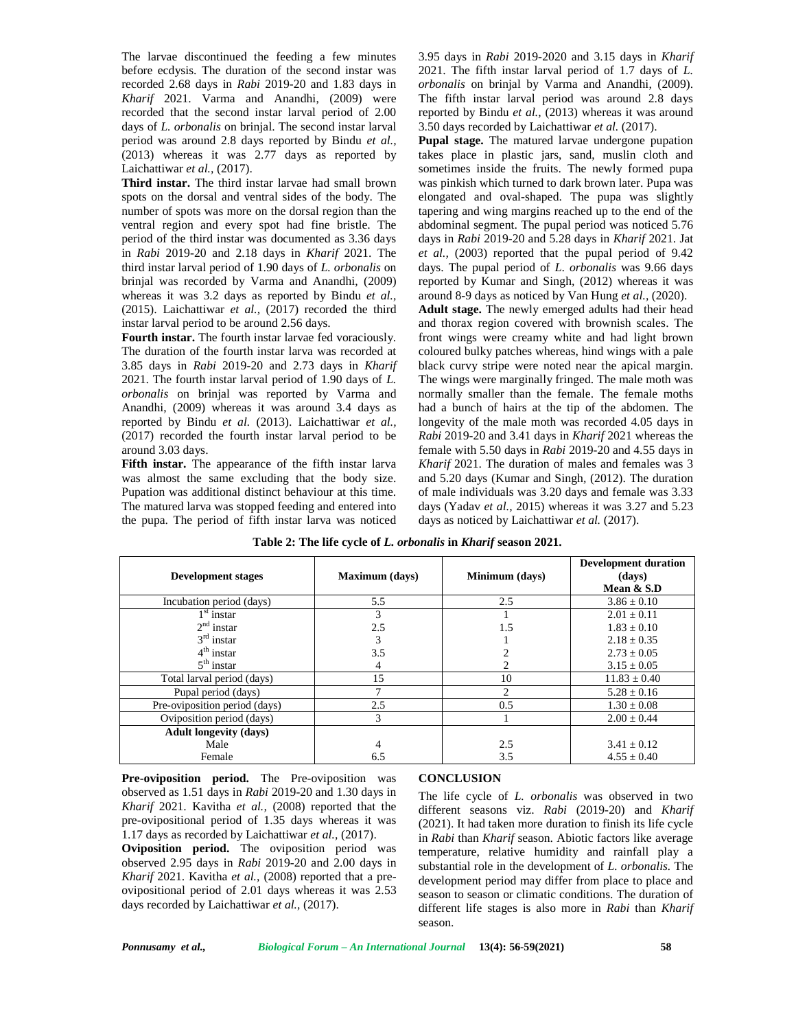The larvae discontinued the feeding a few minutes before ecdysis. The duration of the second instar was recorded 2.68 days in *Rabi* 2019-20 and 1.83 days in *Kharif* 2021. Varma and Anandhi, (2009) were recorded that the second instar larval period of 2.00 days of *L. orbonalis* on brinjal. The second instar larval period was around 2.8 days reported by Bindu *et al.,* (2013) whereas it was 2.77 days as reported by Laichattiwar *et al.,* (2017).

**Third instar.** The third instar larvae had small brown spots on the dorsal and ventral sides of the body. The number of spots was more on the dorsal region than the ventral region and every spot had fine bristle. The period of the third instar was documented as 3.36 days in *Rabi* 2019-20 and 2.18 days in *Kharif* 2021. The third instar larval period of 1.90 days of *L. orbonalis* on brinjal was recorded by Varma and Anandhi, (2009) whereas it was 3.2 days as reported by Bindu *et al.,* (2015). Laichattiwar *et al.,* (2017) recorded the third instar larval period to be around 2.56 days.

**Fourth instar.** The fourth instar larvae fed voraciously. The duration of the fourth instar larva was recorded at 3.85 days in *Rabi* 2019-20 and 2.73 days in *Kharif* 2021. The fourth instar larval period of 1.90 days of *L. orbonalis* on brinjal was reported by Varma and Anandhi, (2009) whereas it was around 3.4 days as reported by Bindu *et al.* (2013). Laichattiwar *et al.,* (2017) recorded the fourth instar larval period to be around 3.03 days.

**Fifth instar.** The appearance of the fifth instar larva was almost the same excluding that the body size. Pupation was additional distinct behaviour at this time. The matured larva was stopped feeding and entered into the pupa. The period of fifth instar larva was noticed 3.95 days in *Rabi* 2019-2020 and 3.15 days in *Kharif* 2021. The fifth instar larval period of 1.7 days of *L. orbonalis* on brinjal by Varma and Anandhi, (2009). The fifth instar larval period was around 2.8 days reported by Bindu *et al.,* (2013) whereas it was around 3.50 days recorded by Laichattiwar *et al.* (2017).

**Pupal stage.** The matured larvae undergone pupation takes place in plastic jars, sand, muslin cloth and sometimes inside the fruits. The newly formed pupa was pinkish which turned to dark brown later. Pupa was elongated and oval-shaped. The pupa was slightly tapering and wing margins reached up to the end of the abdominal segment. The pupal period was noticed 5.76 days in *Rabi* 2019-20 and 5.28 days in *Kharif* 2021. Jat *et al.,* (2003) reported that the pupal period of 9.42 days. The pupal period of *L. orbonalis* was 9.66 days reported by Kumar and Singh, (2012) whereas it was around 8-9 days as noticed by Van Hung *et al.,* (2020).

**Adult stage.** The newly emerged adults had their head and thorax region covered with brownish scales. The front wings were creamy white and had light brown coloured bulky patches whereas, hind wings with a pale black curvy stripe were noted near the apical margin. The wings were marginally fringed. The male moth was normally smaller than the female. The female moths had a bunch of hairs at the tip of the abdomen. The longevity of the male moth was recorded 4.05 days in *Rabi* 2019-20 and 3.41 days in *Kharif* 2021 whereas the female with 5.50 days in *Rabi* 2019-20 and 4.55 days in *Kharif* 2021. The duration of males and females was 3 and 5.20 days (Kumar and Singh, (2012). The duration of male individuals was 3.20 days and female was 3.33 days (Yadav *et al.,* 2015) whereas it was 3.27 and 5.23 days as noticed by Laichattiwar *et al.* (2017).

**Table 2: The life cycle of *L. orbonalis* in *Kharif* season 2021.**

| Development stages | Maximum (days) | Minimum (days) | Development duration (days) Mean & S.D |
|---|---|---|---|
| Incubation period (days) | 5.5 | 2.5 | 3.86 ± 0.10 |
| 1st instar | 3 | 1 | 2.01 ± 0.11 |
| 2nd instar | 2.5 | 1.5 | 1.83 ± 0.10 |
| 3rd instar | 3 | 1 | 2.18 ± 0.35 |
| 4th instar | 3.5 | 2 | 2.73 ± 0.05 |
| 5th instar | 4 | 2 | 3.15 ± 0.05 |
| Total larval period (days) | 15 | 10 | 11.83 ± 0.40 |
| Pupal period (days) | 7 | 2 | 5.28 ± 0.16 |
| Pre-oviposition period (days) | 2.5 | 0.5 | 1.30 ± 0.08 |
| Oviposition period (days) | 3 | 1 | 2.00 ± 0.44 |
| **Adult longevity (days)** | | | |
| Male | 4 | 2.5 | 3.41 ± 0.12 |
| Female | 6.5 | 3.5 | 4.55 ± 0.40 |

**Pre-oviposition period.** The Pre-oviposition was observed as 1.51 days in *Rabi* 2019-20 and 1.30 days in *Kharif* 2021. Kavitha *et al.,* (2008) reported that the pre-ovipositional period of 1.35 days whereas it was 1.17 days as recorded by Laichattiwar *et al.,* (2017).

**Oviposition period.** The oviposition period was observed 2.95 days in *Rabi* 2019-20 and 2.00 days in *Kharif* 2021. Kavitha *et al.,* (2008) reported that a pre-ovipositional period of 2.01 days whereas it was 2.53 days recorded by Laichattiwar *et al.,* (2017).

## CONCLUSION

The life cycle of *L. orbonalis* was observed in two different seasons viz. *Rabi* (2019-20) and *Kharif* (2021). It had taken more duration to finish its life cycle in *Rabi* than *Kharif* season. Abiotic factors like average temperature, relative humidity and rainfall play a substantial role in the development of *L. orbonalis*. The development period may differ from place to place and season to season or climatic conditions. The duration of different life stages is also more in *Rabi* than *Kharif* season.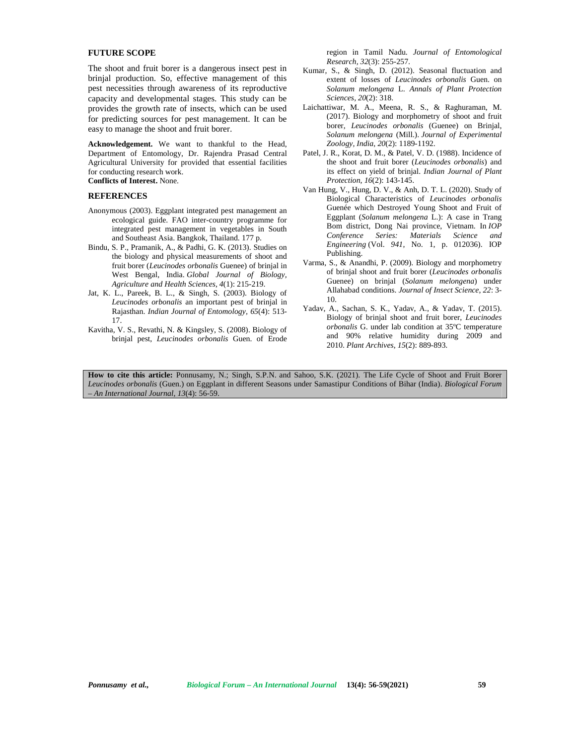## FUTURE SCOPE

The shoot and fruit borer is a dangerous insect pest in brinjal production. So, effective management of this pest necessities through awareness of its reproductive capacity and developmental stages. This study can be provides the growth rate of insects, which can be used for predicting sources for pest management. It can be easy to manage the shoot and fruit borer.

**Acknowledgement.** We want to thankful to the Head, Department of Entomology, Dr. Rajendra Prasad Central Agricultural University for provided that essential facilities for conducting research work.

**Conflicts of Interest.** None.

## REFERENCES

Anonymous (2003). Eggplant integrated pest management an ecological guide. FAO inter-country programme for integrated pest management in vegetables in South and Southeast Asia. Bangkok, Thailand. 177 p.

Bindu, S. P., Pramanik, A., & Padhi, G. K. (2013). Studies on the biology and physical measurements of shoot and fruit borer (*Leucinodes orbonalis* Guenee) of brinjal in West Bengal, India. *Global Journal of Biology, Agriculture and Health Sciences, 4*(1): 215-219.

Jat, K. L., Pareek, B. L., & Singh, S. (2003). Biology of *Leucinodes orbonalis* an important pest of brinjal in Rajasthan. *Indian Journal of Entomology, 65*(4): 513-17.

Kavitha, V. S., Revathi, N. & Kingsley, S. (2008). Biology of brinjal pest, *Leucinodes orbonalis* Guen. of Erode region in Tamil Nadu. *Journal of Entomological Research, 32*(3): 255-257.

Kumar, S., & Singh, D. (2012). Seasonal fluctuation and extent of losses of *Leucinodes orbonalis* Guen. on *Solanum melongena* L. *Annals of Plant Protection Sciences, 20*(2): 318.

Laichattiwar, M. A., Meena, R. S., & Raghuraman, M. (2017). Biology and morphometry of shoot and fruit borer, *Leucinodes orbonalis* (Guenee) on Brinjal, *Solanum melongena* (Mill.). *Journal of Experimental Zoology, India, 20*(2): 1189-1192.

Patel, J. R., Korat, D. M., & Patel, V. D. (1988). Incidence of the shoot and fruit borer (*Leucinodes orbonalis*) and its effect on yield of brinjal. *Indian Journal of Plant Protection, 16*(2): 143-145.

Van Hung, V., Hung, D. V., & Anh, D. T. L. (2020). Study of Biological Characteristics of *Leucinodes orbonalis* Guenée which Destroyed Young Shoot and Fruit of Eggplant (*Solanum melongena* L.): A case in Trang Bom district, Dong Nai province, Vietnam. In *IOP Conference Series: Materials Science and Engineering* (Vol. *941*, No. 1, p. 012036). IOP Publishing.

Varma, S., & Anandhi, P. (2009). Biology and morphometry of brinjal shoot and fruit borer (*Leucinodes orbonalis* Guenee) on brinjal (*Solanum melongena*) under Allahabad conditions. *Journal of Insect Science, 22*: 3-10.

Yadav, A., Sachan, S. K., Yadav, A., & Yadav, T. (2015). Biology of brinjal shoot and fruit borer, *Leucinodes orbonalis* G. under lab condition at 35ºC temperature and 90% relative humidity during 2009 and 2010. *Plant Archives, 15*(2): 889-893.

**How to cite this article:** Ponnusamy, N.; Singh, S.P.N. and Sahoo, S.K. (2021). The Life Cycle of Shoot and Fruit Borer *Leucinodes orbonalis* (Guen.) on Eggplant in different Seasons under Samastipur Conditions of Bihar (India). *Biological Forum – An International Journal, 13*(4): 56-59.